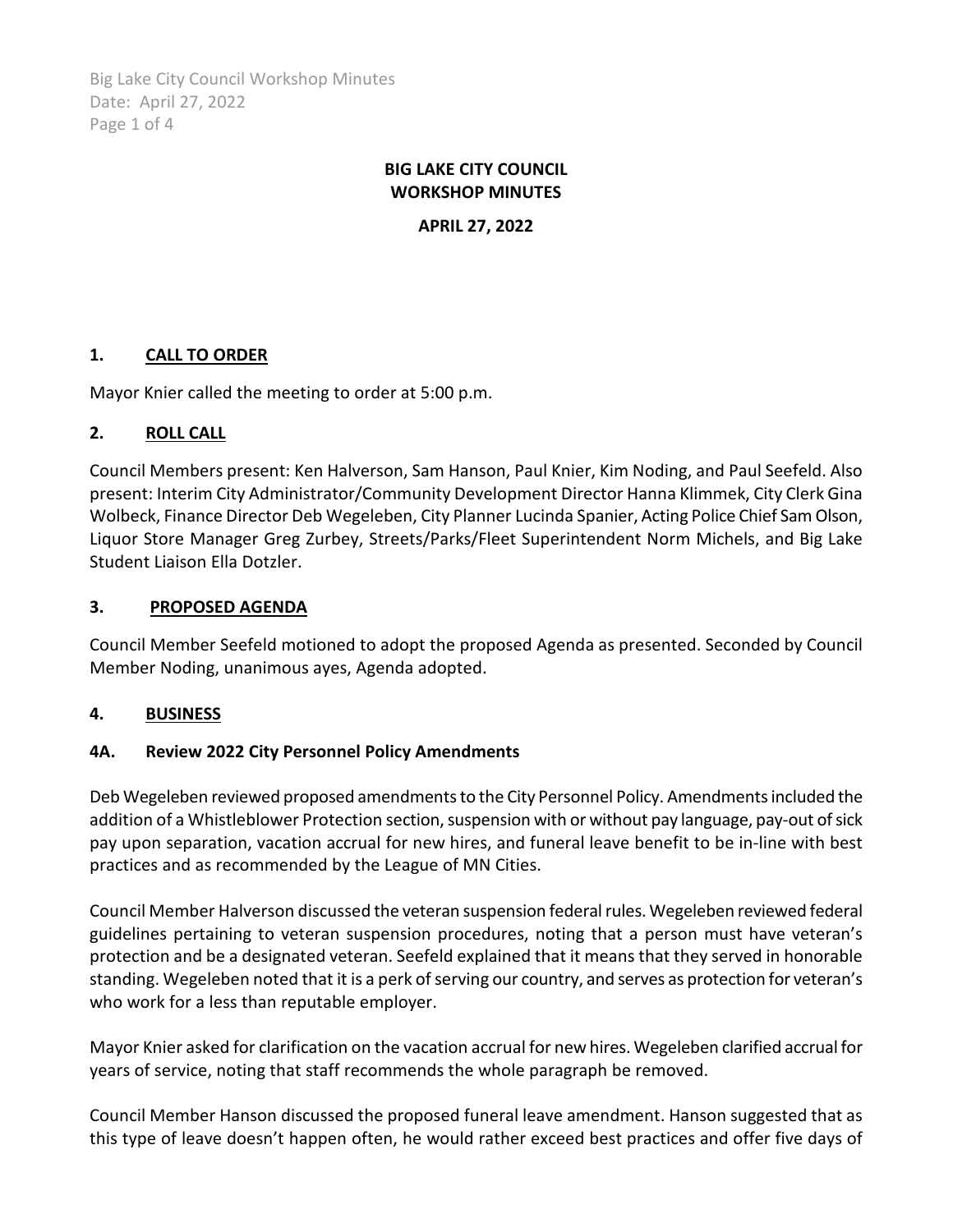# BIG LAKE CITY COUNCIL
# WORKSHOP MINUTES

**APRIL 27, 2022**

## 1. CALL TO ORDER

Mayor Knier called the meeting to order at 5:00 p.m.

## 2. ROLL CALL

Council Members present: Ken Halverson, Sam Hanson, Paul Knier, Kim Noding, and Paul Seefeld. Also present: Interim City Administrator/Community Development Director Hanna Klimmek, City Clerk Gina Wolbeck, Finance Director Deb Wegeleben, City Planner Lucinda Spanier, Acting Police Chief Sam Olson, Liquor Store Manager Greg Zurbey, Streets/Parks/Fleet Superintendent Norm Michels, and Big Lake Student Liaison Ella Dotzler.

## 3. PROPOSED AGENDA

Council Member Seefeld motioned to adopt the proposed Agenda as presented. Seconded by Council Member Noding, unanimous ayes, Agenda adopted.

## 4. BUSINESS

### 4A. Review 2022 City Personnel Policy Amendments

Deb Wegeleben reviewed proposed amendments to the City Personnel Policy. Amendments included the addition of a Whistleblower Protection section, suspension with or without pay language, pay-out of sick pay upon separation, vacation accrual for new hires, and funeral leave benefit to be in-line with best practices and as recommended by the League of MN Cities.

Council Member Halverson discussed the veteran suspension federal rules. Wegeleben reviewed federal guidelines pertaining to veteran suspension procedures, noting that a person must have veteran's protection and be a designated veteran. Seefeld explained that it means that they served in honorable standing. Wegeleben noted that it is a perk of serving our country, and serves as protection for veteran's who work for a less than reputable employer.

Mayor Knier asked for clarification on the vacation accrual for new hires. Wegeleben clarified accrual for years of service, noting that staff recommends the whole paragraph be removed.

Council Member Hanson discussed the proposed funeral leave amendment. Hanson suggested that as this type of leave doesn't happen often, he would rather exceed best practices and offer five days of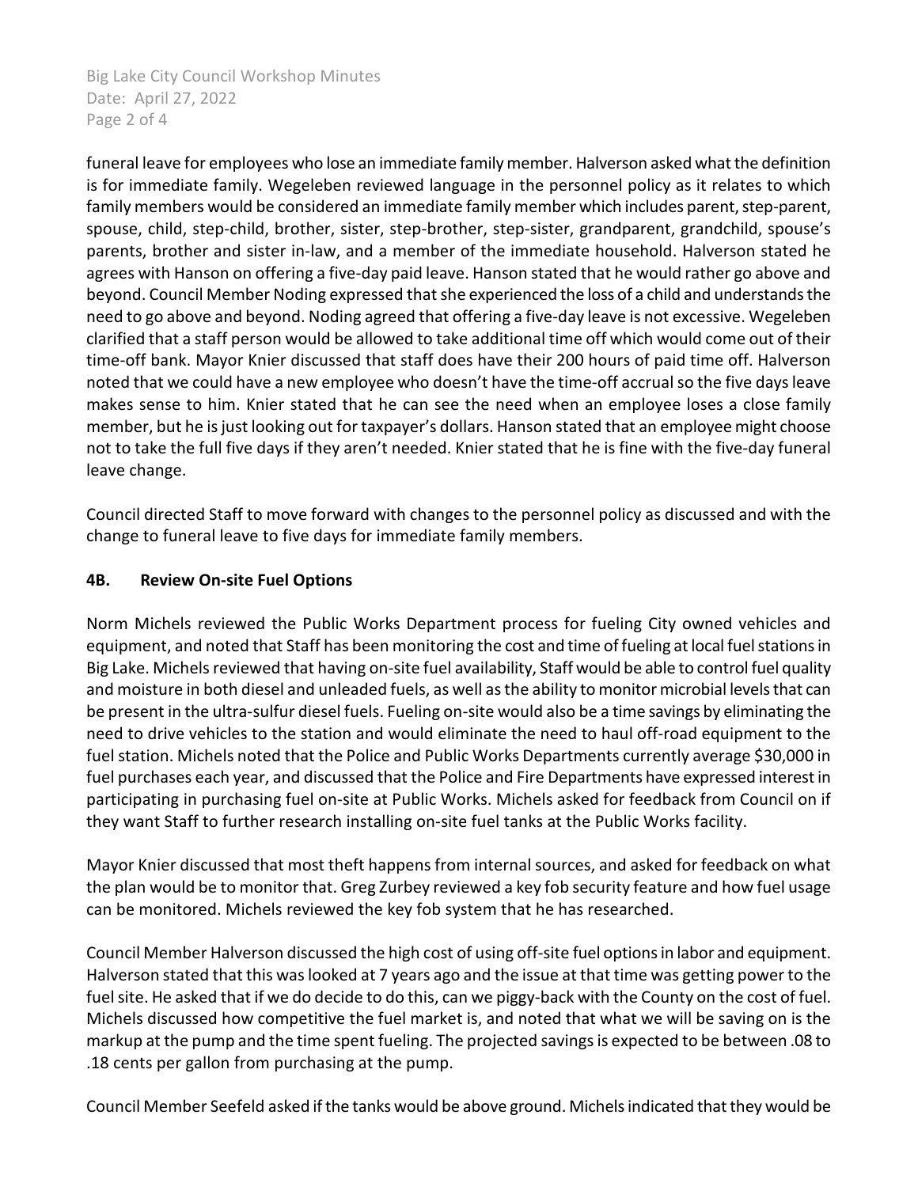funeral leave for employees who lose an immediate family member. Halverson asked what the definition is for immediate family. Wegeleben reviewed language in the personnel policy as it relates to which family members would be considered an immediate family member which includes parent, step-parent, spouse, child, step-child, brother, sister, step-brother, step-sister, grandparent, grandchild, spouse's parents, brother and sister in-law, and a member of the immediate household. Halverson stated he agrees with Hanson on offering a five-day paid leave. Hanson stated that he would rather go above and beyond. Council Member Noding expressed that she experienced the loss of a child and understands the need to go above and beyond. Noding agreed that offering a five-day leave is not excessive. Wegeleben clarified that a staff person would be allowed to take additional time off which would come out of their time-off bank. Mayor Knier discussed that staff does have their 200 hours of paid time off. Halverson noted that we could have a new employee who doesn't have the time-off accrual so the five days leave makes sense to him. Knier stated that he can see the need when an employee loses a close family member, but he is just looking out for taxpayer's dollars. Hanson stated that an employee might choose not to take the full five days if they aren't needed. Knier stated that he is fine with the five-day funeral leave change.

Council directed Staff to move forward with changes to the personnel policy as discussed and with the change to funeral leave to five days for immediate family members.

**4B. Review On-site Fuel Options**

Norm Michels reviewed the Public Works Department process for fueling City owned vehicles and equipment, and noted that Staff has been monitoring the cost and time of fueling at local fuel stations in Big Lake. Michels reviewed that having on-site fuel availability, Staff would be able to control fuel quality and moisture in both diesel and unleaded fuels, as well as the ability to monitor microbial levels that can be present in the ultra-sulfur diesel fuels. Fueling on-site would also be a time savings by eliminating the need to drive vehicles to the station and would eliminate the need to haul off-road equipment to the fuel station. Michels noted that the Police and Public Works Departments currently average $30,000 in fuel purchases each year, and discussed that the Police and Fire Departments have expressed interest in participating in purchasing fuel on-site at Public Works. Michels asked for feedback from Council on if they want Staff to further research installing on-site fuel tanks at the Public Works facility.

Mayor Knier discussed that most theft happens from internal sources, and asked for feedback on what the plan would be to monitor that. Greg Zurbey reviewed a key fob security feature and how fuel usage can be monitored. Michels reviewed the key fob system that he has researched.

Council Member Halverson discussed the high cost of using off-site fuel options in labor and equipment. Halverson stated that this was looked at 7 years ago and the issue at that time was getting power to the fuel site. He asked that if we do decide to do this, can we piggy-back with the County on the cost of fuel. Michels discussed how competitive the fuel market is, and noted that what we will be saving on is the markup at the pump and the time spent fueling. The projected savings is expected to be between .08 to .18 cents per gallon from purchasing at the pump.

Council Member Seefeld asked if the tanks would be above ground. Michels indicated that they would be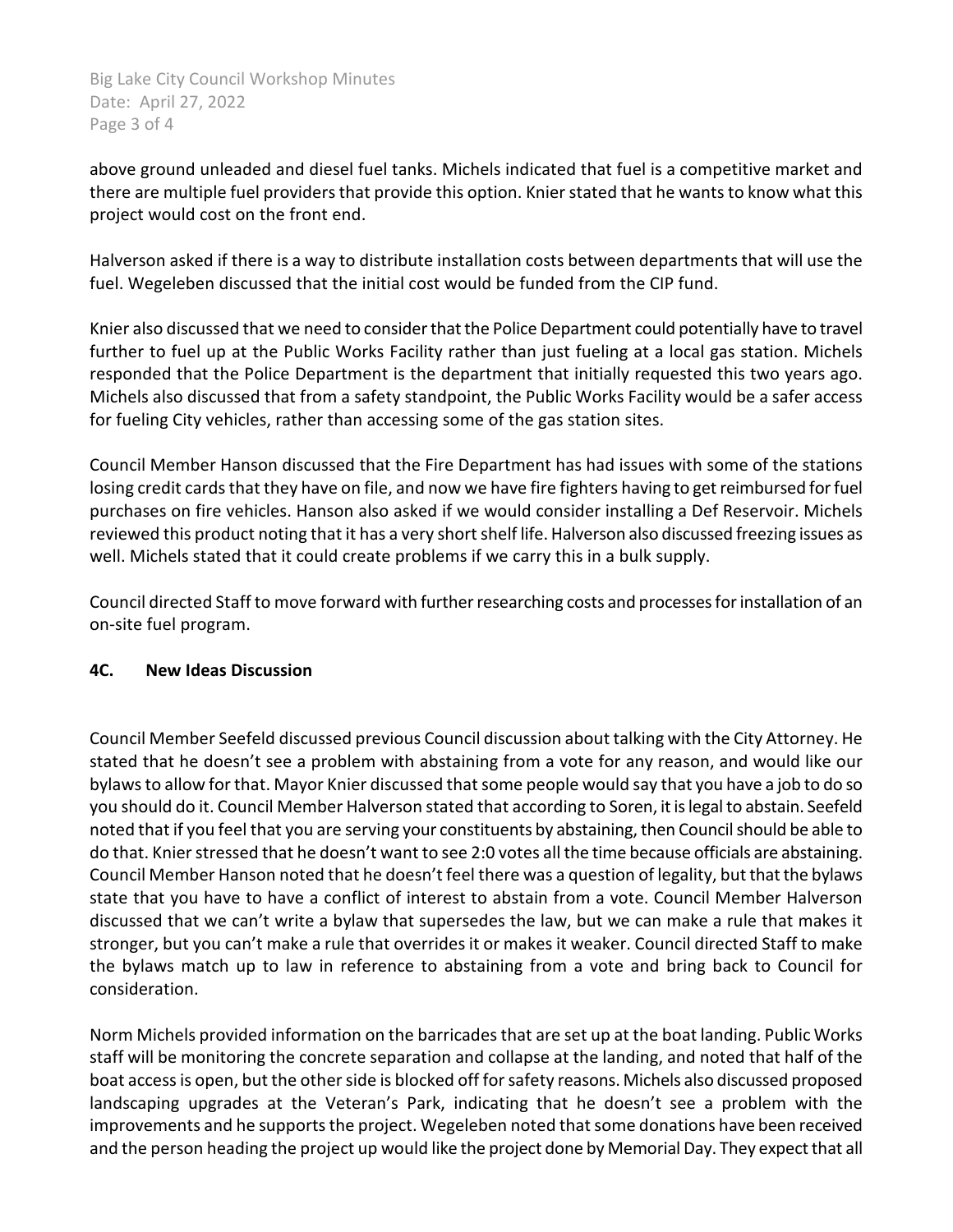above ground unleaded and diesel fuel tanks. Michels indicated that fuel is a competitive market and there are multiple fuel providers that provide this option. Knier stated that he wants to know what this project would cost on the front end.

Halverson asked if there is a way to distribute installation costs between departments that will use the fuel. Wegeleben discussed that the initial cost would be funded from the CIP fund.

Knier also discussed that we need to consider that the Police Department could potentially have to travel further to fuel up at the Public Works Facility rather than just fueling at a local gas station. Michels responded that the Police Department is the department that initially requested this two years ago. Michels also discussed that from a safety standpoint, the Public Works Facility would be a safer access for fueling City vehicles, rather than accessing some of the gas station sites.

Council Member Hanson discussed that the Fire Department has had issues with some of the stations losing credit cards that they have on file, and now we have fire fighters having to get reimbursed for fuel purchases on fire vehicles. Hanson also asked if we would consider installing a Def Reservoir. Michels reviewed this product noting that it has a very short shelf life. Halverson also discussed freezing issues as well. Michels stated that it could create problems if we carry this in a bulk supply.

Council directed Staff to move forward with further researching costs and processes for installation of an on-site fuel program.

**4C. New Ideas Discussion**

Council Member Seefeld discussed previous Council discussion about talking with the City Attorney. He stated that he doesn't see a problem with abstaining from a vote for any reason, and would like our bylaws to allow for that. Mayor Knier discussed that some people would say that you have a job to do so you should do it. Council Member Halverson stated that according to Soren, it is legal to abstain. Seefeld noted that if you feel that you are serving your constituents by abstaining, then Council should be able to do that. Knier stressed that he doesn't want to see 2:0 votes all the time because officials are abstaining. Council Member Hanson noted that he doesn't feel there was a question of legality, but that the bylaws state that you have to have a conflict of interest to abstain from a vote. Council Member Halverson discussed that we can't write a bylaw that supersedes the law, but we can make a rule that makes it stronger, but you can't make a rule that overrides it or makes it weaker. Council directed Staff to make the bylaws match up to law in reference to abstaining from a vote and bring back to Council for consideration.

Norm Michels provided information on the barricades that are set up at the boat landing. Public Works staff will be monitoring the concrete separation and collapse at the landing, and noted that half of the boat access is open, but the other side is blocked off for safety reasons. Michels also discussed proposed landscaping upgrades at the Veteran's Park, indicating that he doesn't see a problem with the improvements and he supports the project. Wegeleben noted that some donations have been received and the person heading the project up would like the project done by Memorial Day. They expect that all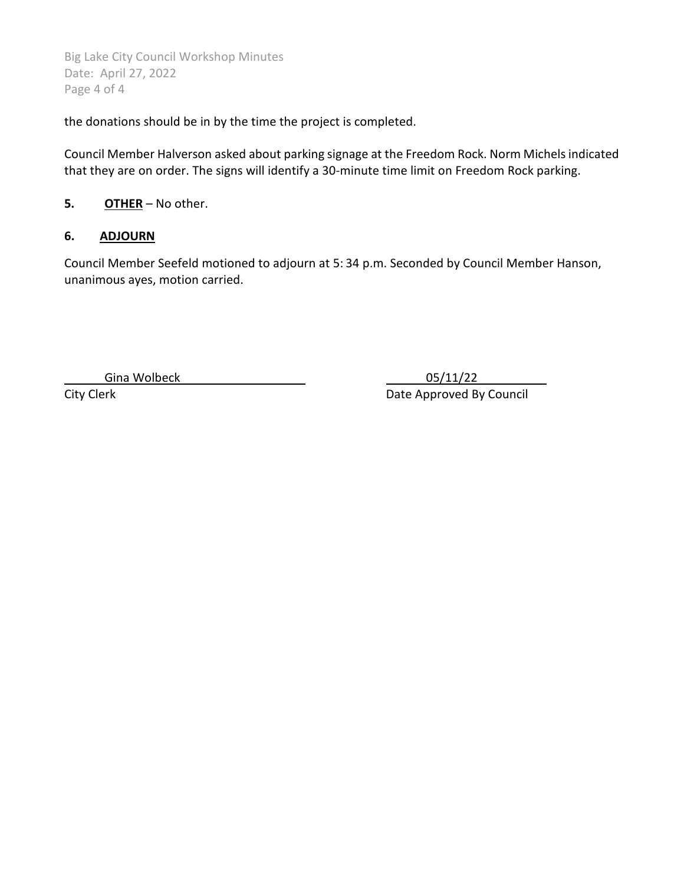the donations should be in by the time the project is completed.

Council Member Halverson asked about parking signage at the Freedom Rock. Norm Michels indicated that they are on order. The signs will identify a 30-minute time limit on Freedom Rock parking.

**5. <u>OTHER</u>** – No other.

**6. <u>ADJOURN</u>**

Council Member Seefeld motioned to adjourn at 5: 34 p.m. Seconded by Council Member Hanson, unanimous ayes, motion carried.

Gina Wolbeck
City Clerk

05/11/22
Date Approved By Council